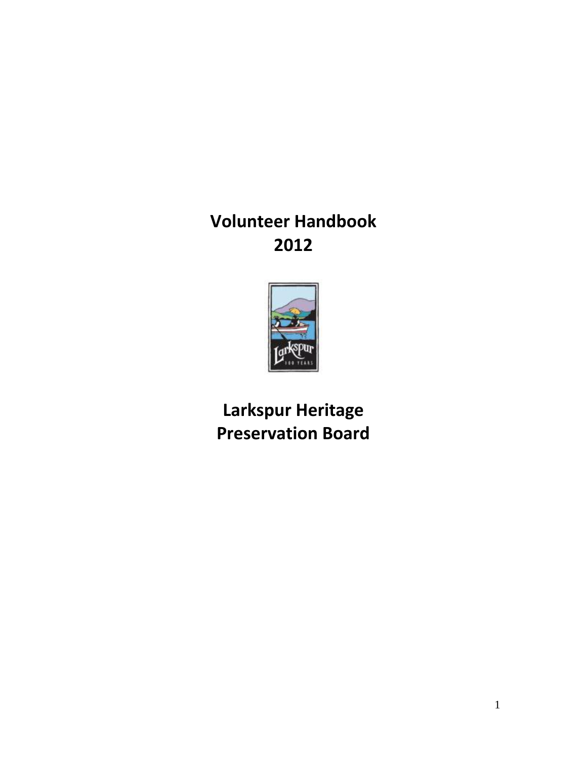# Volunteer Handbook 2012

# Larkspur Heritage Preservation Board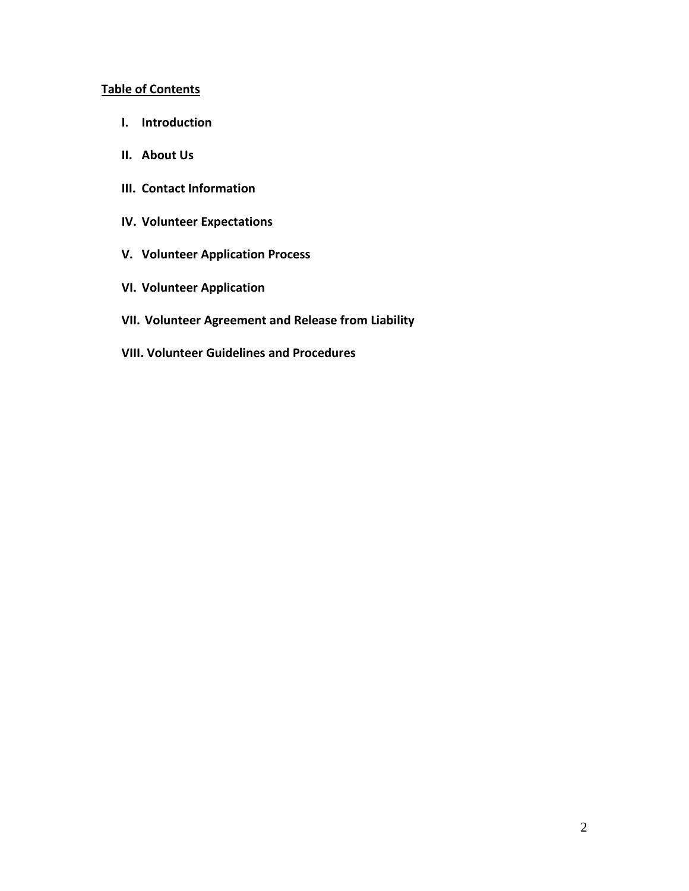## Table of Contents

- **I. Introduction**
- **II. About Us**
- **III. Contact Information**
- **IV. Volunteer Expectations**
- **V. Volunteer Application Process**
- **VI. Volunteer Application**
- **VII. Volunteer Agreement and Release from Liability**
- **VIII. Volunteer Guidelines and Procedures**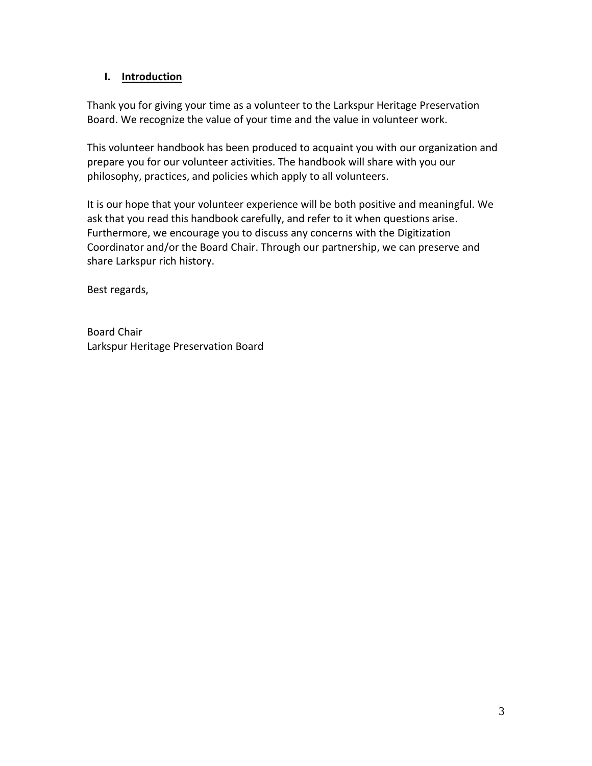## I. Introduction

Thank you for giving your time as a volunteer to the Larkspur Heritage Preservation Board. We recognize the value of your time and the value in volunteer work.

This volunteer handbook has been produced to acquaint you with our organization and prepare you for our volunteer activities. The handbook will share with you our philosophy, practices, and policies which apply to all volunteers.

It is our hope that your volunteer experience will be both positive and meaningful. We ask that you read this handbook carefully, and refer to it when questions arise. Furthermore, we encourage you to discuss any concerns with the Digitization Coordinator and/or the Board Chair. Through our partnership, we can preserve and share Larkspur rich history.

Best regards,

Board Chair
Larkspur Heritage Preservation Board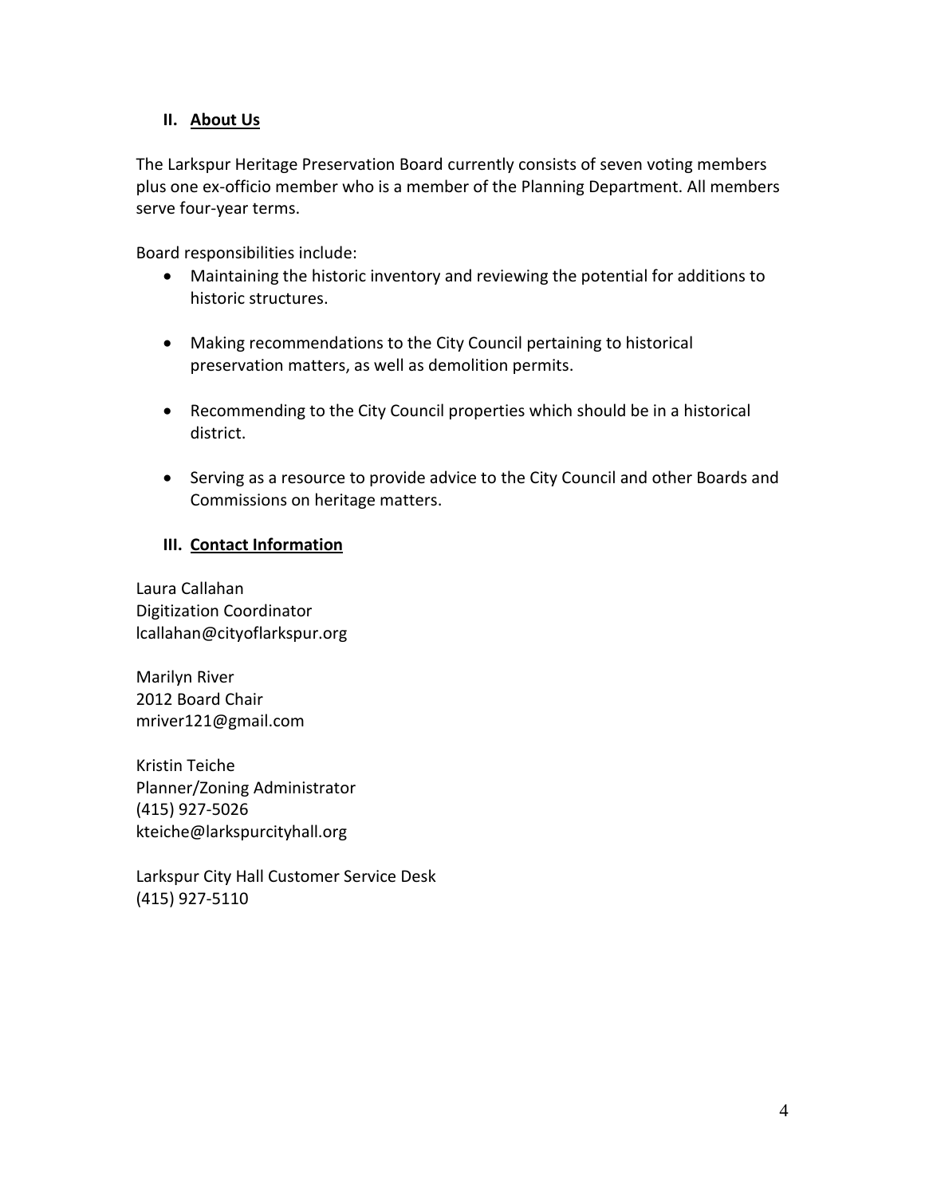## II. About Us

The Larkspur Heritage Preservation Board currently consists of seven voting members plus one ex-officio member who is a member of the Planning Department. All members serve four-year terms.

Board responsibilities include:

- Maintaining the historic inventory and reviewing the potential for additions to historic structures.
- Making recommendations to the City Council pertaining to historical preservation matters, as well as demolition permits.
- Recommending to the City Council properties which should be in a historical district.
- Serving as a resource to provide advice to the City Council and other Boards and Commissions on heritage matters.

## III. Contact Information

Laura Callahan
Digitization Coordinator
lcallahan@cityoflarkspur.org

Marilyn River
2012 Board Chair
mriver121@gmail.com

Kristin Teiche
Planner/Zoning Administrator
(415) 927-5026
kteiche@larkspurcityhall.org

Larkspur City Hall Customer Service Desk
(415) 927-5110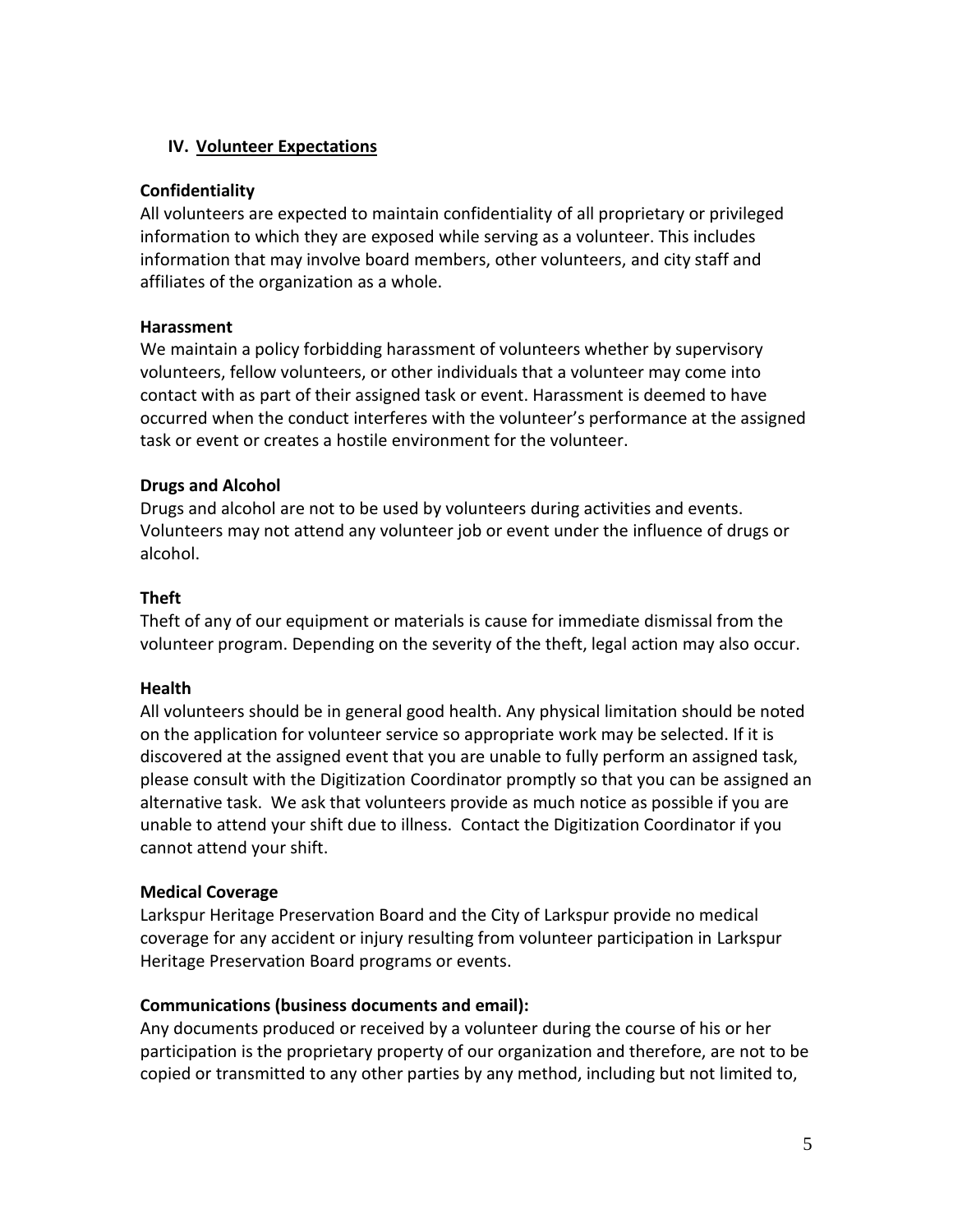## IV. Volunteer Expectations

**Confidentiality**

All volunteers are expected to maintain confidentiality of all proprietary or privileged information to which they are exposed while serving as a volunteer. This includes information that may involve board members, other volunteers, and city staff and affiliates of the organization as a whole.

**Harassment**

We maintain a policy forbidding harassment of volunteers whether by supervisory volunteers, fellow volunteers, or other individuals that a volunteer may come into contact with as part of their assigned task or event. Harassment is deemed to have occurred when the conduct interferes with the volunteer's performance at the assigned task or event or creates a hostile environment for the volunteer.

**Drugs and Alcohol**

Drugs and alcohol are not to be used by volunteers during activities and events. Volunteers may not attend any volunteer job or event under the influence of drugs or alcohol.

**Theft**

Theft of any of our equipment or materials is cause for immediate dismissal from the volunteer program. Depending on the severity of the theft, legal action may also occur.

**Health**

All volunteers should be in general good health. Any physical limitation should be noted on the application for volunteer service so appropriate work may be selected. If it is discovered at the assigned event that you are unable to fully perform an assigned task, please consult with the Digitization Coordinator promptly so that you can be assigned an alternative task. We ask that volunteers provide as much notice as possible if you are unable to attend your shift due to illness. Contact the Digitization Coordinator if you cannot attend your shift.

**Medical Coverage**

Larkspur Heritage Preservation Board and the City of Larkspur provide no medical coverage for any accident or injury resulting from volunteer participation in Larkspur Heritage Preservation Board programs or events.

**Communications (business documents and email):**

Any documents produced or received by a volunteer during the course of his or her participation is the proprietary property of our organization and therefore, are not to be copied or transmitted to any other parties by any method, including but not limited to,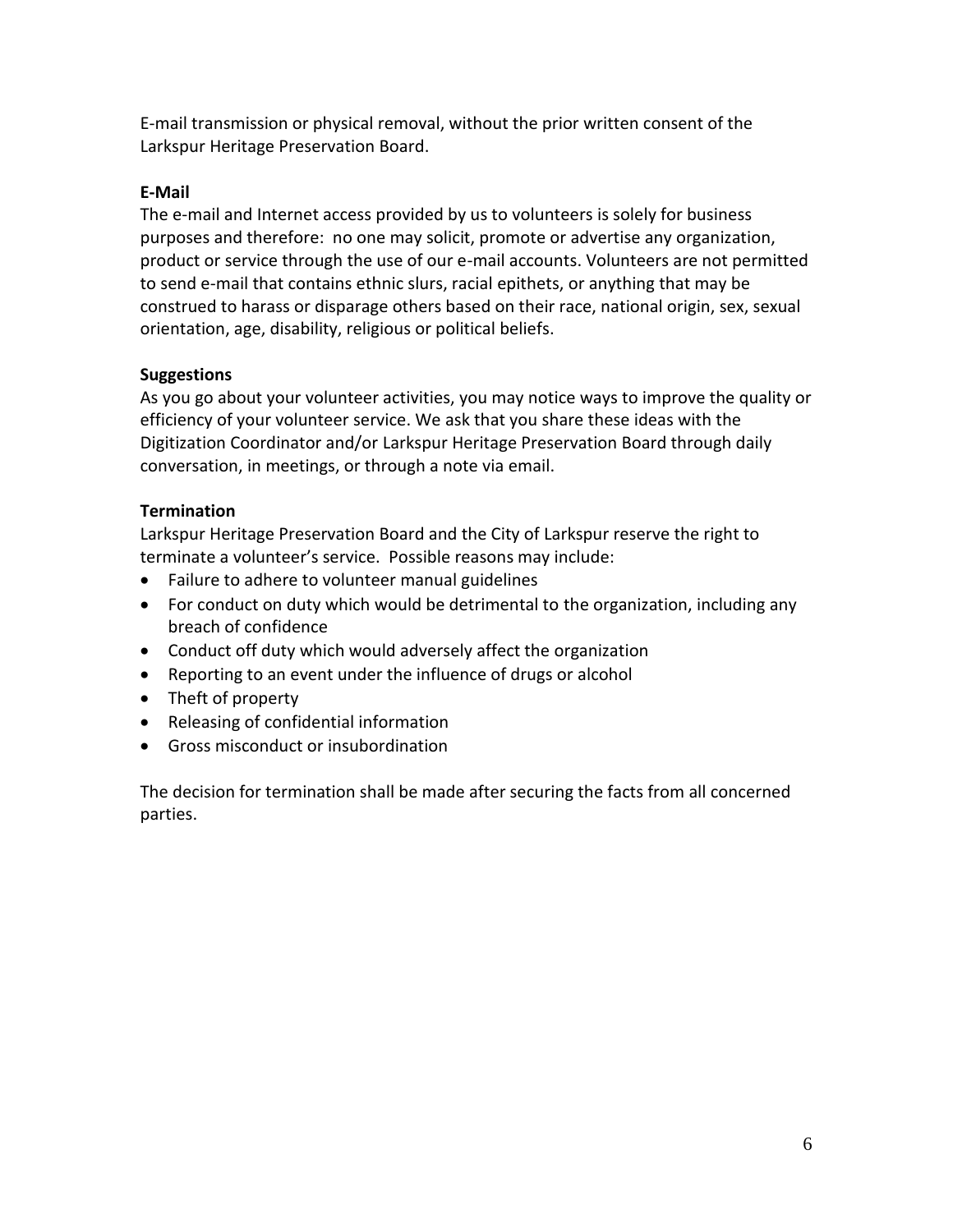E-mail transmission or physical removal, without the prior written consent of the Larkspur Heritage Preservation Board.

**E-Mail**

The e-mail and Internet access provided by us to volunteers is solely for business purposes and therefore: no one may solicit, promote or advertise any organization, product or service through the use of our e-mail accounts. Volunteers are not permitted to send e-mail that contains ethnic slurs, racial epithets, or anything that may be construed to harass or disparage others based on their race, national origin, sex, sexual orientation, age, disability, religious or political beliefs.

**Suggestions**

As you go about your volunteer activities, you may notice ways to improve the quality or efficiency of your volunteer service. We ask that you share these ideas with the Digitization Coordinator and/or Larkspur Heritage Preservation Board through daily conversation, in meetings, or through a note via email.

**Termination**

Larkspur Heritage Preservation Board and the City of Larkspur reserve the right to terminate a volunteer's service. Possible reasons may include:

- Failure to adhere to volunteer manual guidelines
- For conduct on duty which would be detrimental to the organization, including any breach of confidence
- Conduct off duty which would adversely affect the organization
- Reporting to an event under the influence of drugs or alcohol
- Theft of property
- Releasing of confidential information
- Gross misconduct or insubordination

The decision for termination shall be made after securing the facts from all concerned parties.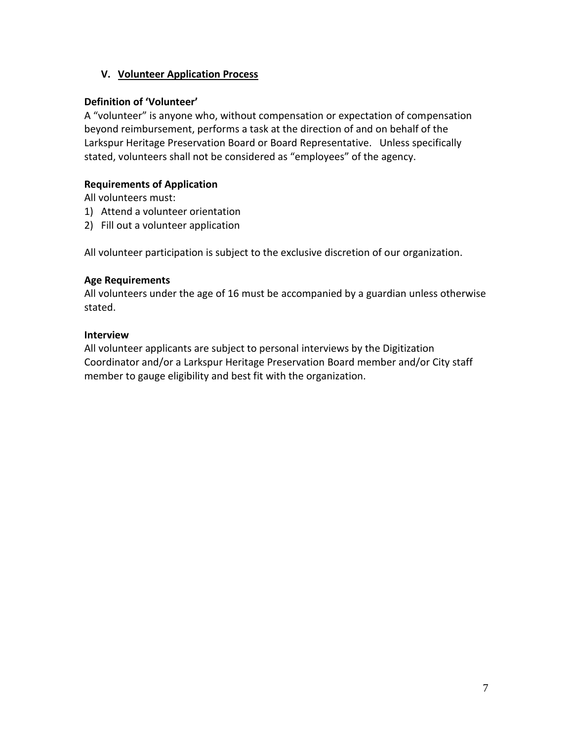## V. Volunteer Application Process

### Definition of 'Volunteer'

A "volunteer" is anyone who, without compensation or expectation of compensation beyond reimbursement, performs a task at the direction of and on behalf of the Larkspur Heritage Preservation Board or Board Representative. Unless specifically stated, volunteers shall not be considered as "employees" of the agency.

### Requirements of Application

All volunteers must:

1) Attend a volunteer orientation
2) Fill out a volunteer application

All volunteer participation is subject to the exclusive discretion of our organization.

### Age Requirements

All volunteers under the age of 16 must be accompanied by a guardian unless otherwise stated.

### Interview

All volunteer applicants are subject to personal interviews by the Digitization Coordinator and/or a Larkspur Heritage Preservation Board member and/or City staff member to gauge eligibility and best fit with the organization.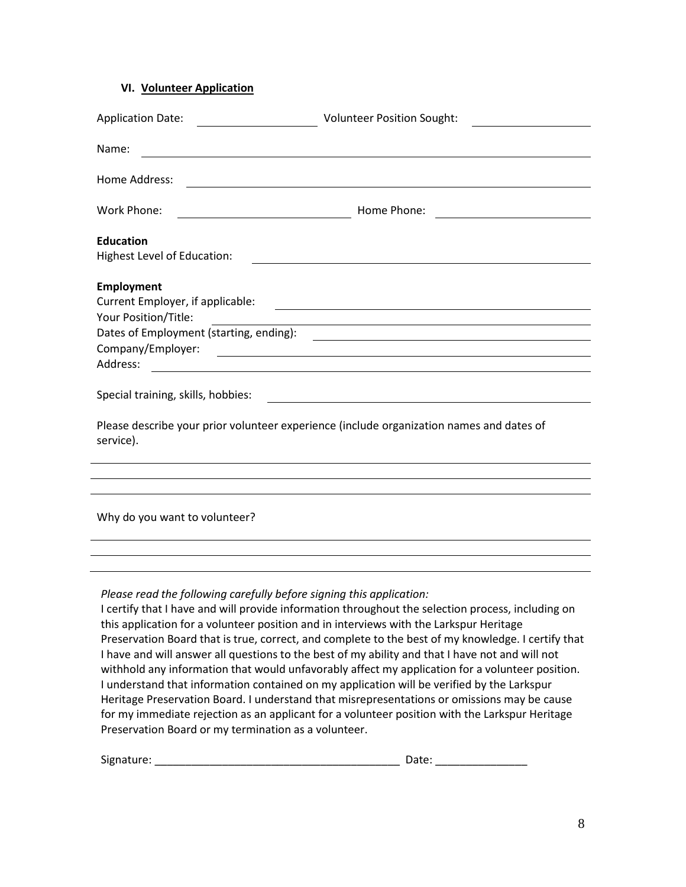### VI. Volunteer Application

Application Date: ____________________ Volunteer Position Sought: ____________________

Name: ________________________________________________________________________

Home Address: ________________________________________________________________

Work Phone: ____________________________ Home Phone: ____________________________

**Education**
Highest Level of Education: ______________________________________________________

**Employment**
Current Employer, if applicable: ___________________________________________________
Your Position/Title: ____________________________________________________________
Dates of Employment (starting, ending): ____________________________________________
Company/Employer: _____________________________________________________________
Address: ______________________________________________________________________

Special training, skills, hobbies: __________________________________________________

Please describe your prior volunteer experience (include organization names and dates of service).

________________________________________________________________________________

________________________________________________________________________________

________________________________________________________________________________

Why do you want to volunteer?

________________________________________________________________________________

________________________________________________________________________________

________________________________________________________________________________

*Please read the following carefully before signing this application:*
I certify that I have and will provide information throughout the selection process, including on this application for a volunteer position and in interviews with the Larkspur Heritage Preservation Board that is true, correct, and complete to the best of my knowledge. I certify that I have and will answer all questions to the best of my ability and that I have not and will not withhold any information that would unfavorably affect my application for a volunteer position. I understand that information contained on my application will be verified by the Larkspur Heritage Preservation Board. I understand that misrepresentations or omissions may be cause for my immediate rejection as an applicant for a volunteer position with the Larkspur Heritage Preservation Board or my termination as a volunteer.

Signature: ________________________________________ Date: _______________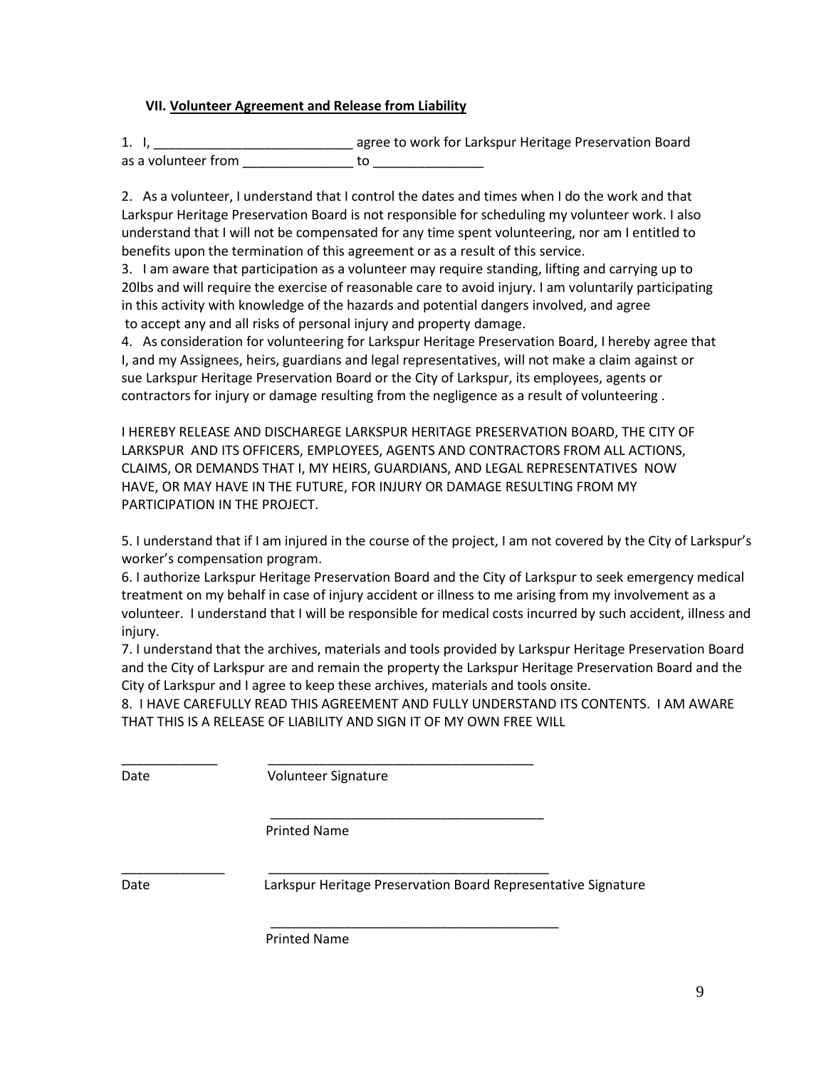### VII. <u>Volunteer Agreement and Release from Liability</u>

1. I, ___________________________ agree to work for Larkspur Heritage Preservation Board as a volunteer from _______________ to _______________

2. As a volunteer, I understand that I control the dates and times when I do the work and that Larkspur Heritage Preservation Board is not responsible for scheduling my volunteer work. I also understand that I will not be compensated for any time spent volunteering, nor am I entitled to benefits upon the termination of this agreement or as a result of this service.

3. I am aware that participation as a volunteer may require standing, lifting and carrying up to 20lbs and will require the exercise of reasonable care to avoid injury. I am voluntarily participating in this activity with knowledge of the hazards and potential dangers involved, and agree to accept any and all risks of personal injury and property damage.

4. As consideration for volunteering for Larkspur Heritage Preservation Board, I hereby agree that I, and my Assignees, heirs, guardians and legal representatives, will not make a claim against or sue Larkspur Heritage Preservation Board or the City of Larkspur, its employees, agents or contractors for injury or damage resulting from the negligence as a result of volunteering .

I HEREBY RELEASE AND DISCHAREGE LARKSPUR HERITAGE PRESERVATION BOARD, THE CITY OF LARKSPUR AND ITS OFFICERS, EMPLOYEES, AGENTS AND CONTRACTORS FROM ALL ACTIONS, CLAIMS, OR DEMANDS THAT I, MY HEIRS, GUARDIANS, AND LEGAL REPRESENTATIVES NOW HAVE, OR MAY HAVE IN THE FUTURE, FOR INJURY OR DAMAGE RESULTING FROM MY PARTICIPATION IN THE PROJECT.

5. I understand that if I am injured in the course of the project, I am not covered by the City of Larkspur's worker's compensation program.

6. I authorize Larkspur Heritage Preservation Board and the City of Larkspur to seek emergency medical treatment on my behalf in case of injury accident or illness to me arising from my involvement as a volunteer. I understand that I will be responsible for medical costs incurred by such accident, illness and injury.

7. I understand that the archives, materials and tools provided by Larkspur Heritage Preservation Board and the City of Larkspur are and remain the property the Larkspur Heritage Preservation Board and the City of Larkspur and I agree to keep these archives, materials and tools onsite.

8. I HAVE CAREFULLY READ THIS AGREEMENT AND FULLY UNDERSTAND ITS CONTENTS. I AM AWARE THAT THIS IS A RELEASE OF LIABILITY AND SIGN IT OF MY OWN FREE WILL

_____________ _____________________________________
Date Volunteer Signature

_____________________________________
Printed Name

_____________ _____________________________________
Date Larkspur Heritage Preservation Board Representative Signature

_____________________________________
Printed Name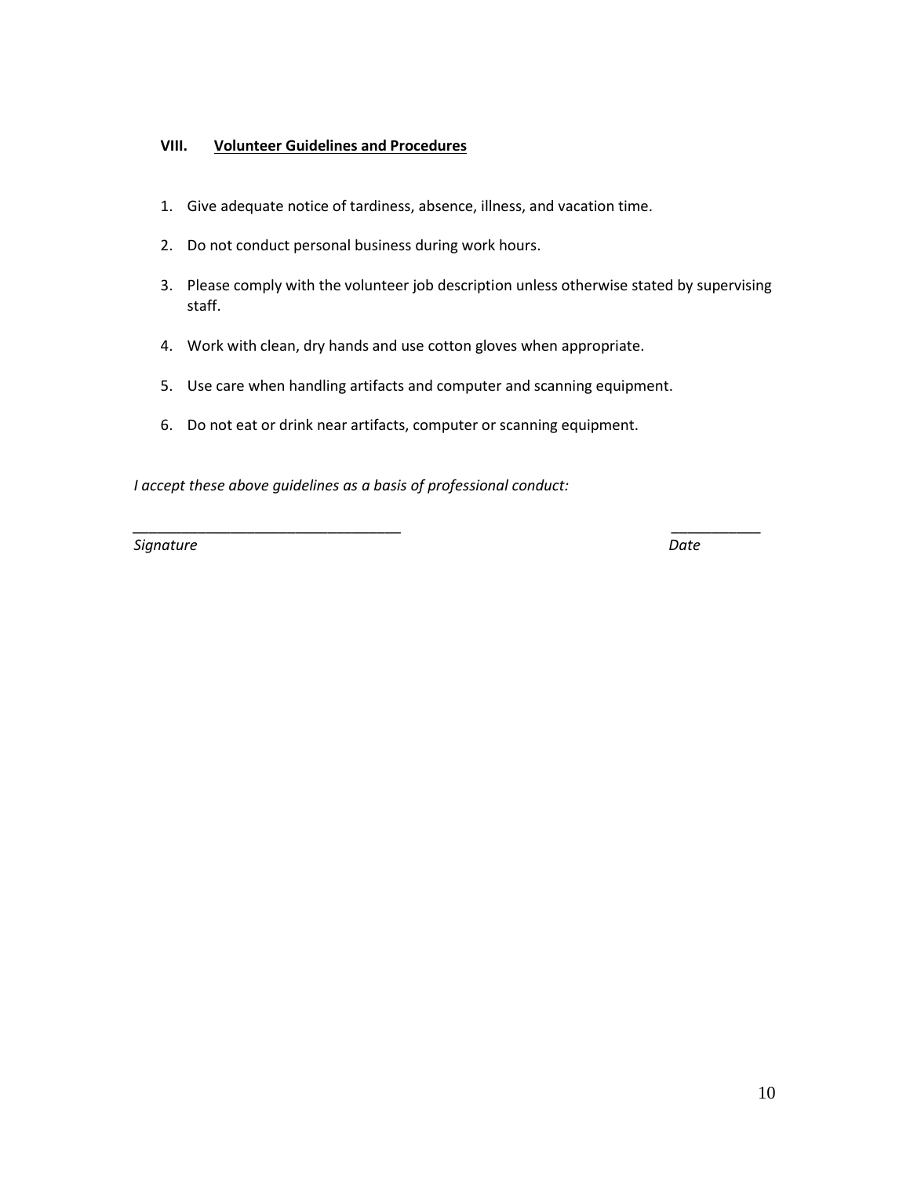## VIII. Volunteer Guidelines and Procedures

1. Give adequate notice of tardiness, absence, illness, and vacation time.
2. Do not conduct personal business during work hours.
3. Please comply with the volunteer job description unless otherwise stated by supervising staff.
4. Work with clean, dry hands and use cotton gloves when appropriate.
5. Use care when handling artifacts and computer and scanning equipment.
6. Do not eat or drink near artifacts, computer or scanning equipment.

*I accept these above guidelines as a basis of professional conduct:*

_________________________________ ___________

*Signature* *Date*